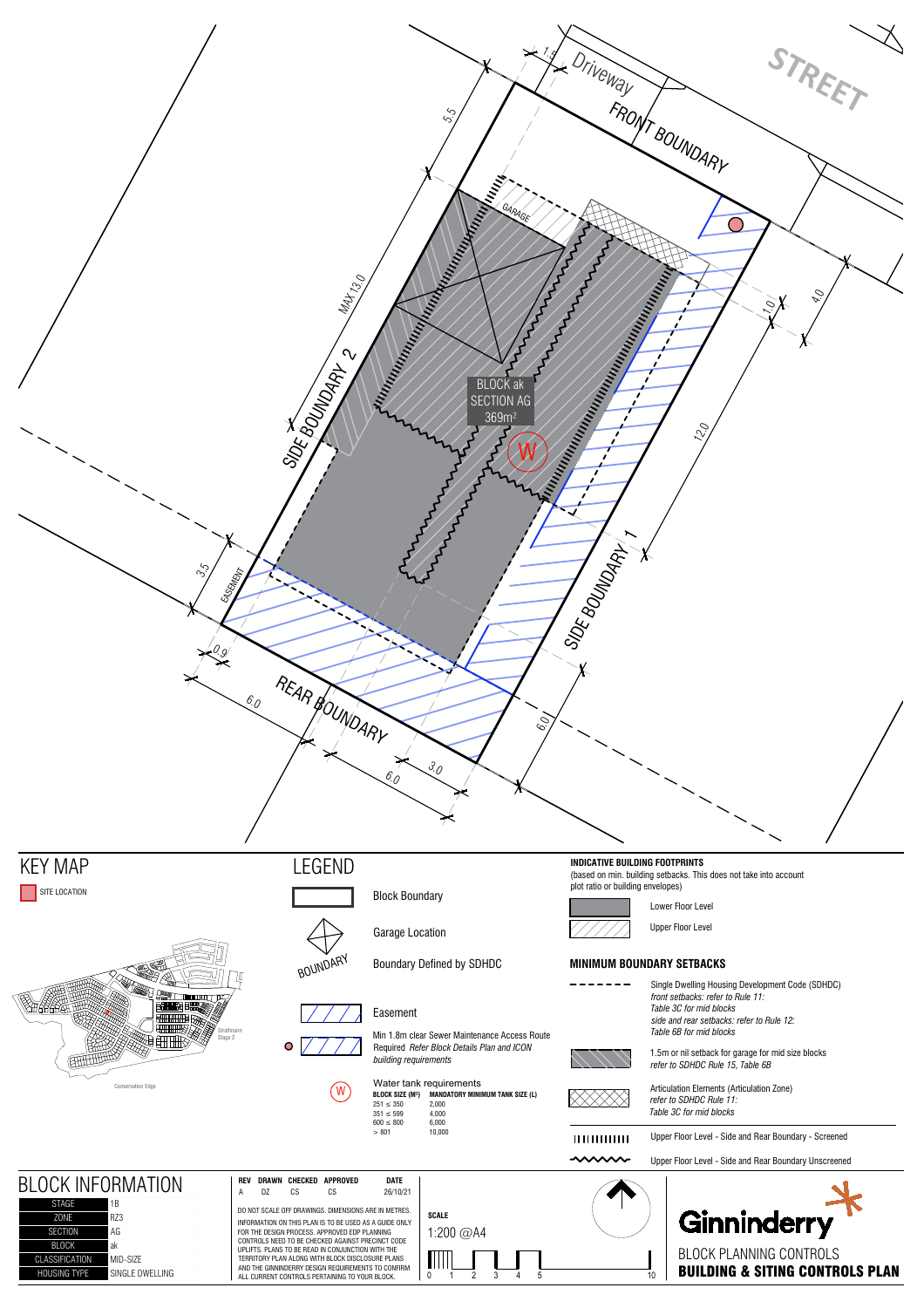STREET

Driveway

FRONT BOUNDARY

GARAGE

SIDE BOUNDARY 2

SIDE BOUNDARY 1

REAR BOUNDARY

EASEMENT

BLOCK ak
SECTION AG
369m²

W

1.5 · 5.5 · MAX 13.0 · 1.0 · 4.0 · 12.0 · 3.5 · 0.9 · 6.0 · 6.0 · 3.0 · 6.0

## KEY MAP

SITE LOCATION

Strathnairn Stage 2

Conservation Edge

## LEGEND

- Block Boundary
- Garage Location
- Boundary Defined by SDHDC
- Easement
- Min 1.8m clear Sewer Maintenance Access Route Required *Refer Block Details Plan and ICON building requirements*
- Water tank requirements

| BLOCK SIZE (M²) | MANDATORY MINIMUM TANK SIZE (L) |
|---|---|
| 251 ≤ 350 | 2,000 |
| 351 ≤ 599 | 4,000 |
| 600 ≤ 800 | 6,000 |
| > 801 | 10,000 |

**INDICATIVE BUILDING FOOTPRINTS**

(based on min. building setbacks. This does not take into account plot ratio or building envelopes)

- Lower Floor Level
- Upper Floor Level

**MINIMUM BOUNDARY SETBACKS**

- Single Dwelling Housing Development Code (SDHDC) *front setbacks: refer to Rule 11: Table 3C for mid blocks side and rear setbacks: refer to Rule 12: Table 6B for mid blocks*
- 1.5m or nil setback for garage for mid size blocks *refer to SDHDC Rule 15, Table 6B*
- Articulation Elements (Articulation Zone) *refer to SDHDC Rule 11: Table 3C for mid blocks*
- Upper Floor Level - Side and Rear Boundary - Screened
- Upper Floor Level - Side and Rear Boundary Unscreened

## BLOCK INFORMATION

| | |
|---|---|
| STAGE | 1B |
| ZONE | RZ3 |
| SECTION | AG |
| BLOCK | ak |
| CLASSIFICATION | MID-SIZE |
| HOUSING TYPE | SINGLE DWELLING |

| REV | DRAWN | CHECKED | APPROVED | DATE |
|---|---|---|---|---|
| A | DZ | CS | CS | 26/10/21 |

DO NOT SCALE OFF DRAWINGS. DIMENSIONS ARE IN METRES.

INFORMATION ON THIS PLAN IS TO BE USED AS A GUIDE ONLY FOR THE DESIGN PROCESS. APPROVED EDP PLANNING CONTROLS NEED TO BE CHECKED AGAINST PRECINCT CODE UPLIFTS. PLANS TO BE READ IN CONJUNCTION WITH THE TERRITORY PLAN ALONG WITH BLOCK DISCLOSURE PLANS AND THE GINNINDERRY DESIGN REQUIREMENTS TO CONFIRM ALL CURRENT CONTROLS PERTAINING TO YOUR BLOCK.

**SCALE**

1:200 @A4

0 1 2 3 4 5 10

Ginninderry

BLOCK PLANNING CONTROLS

**BUILDING & SITING CONTROLS PLAN**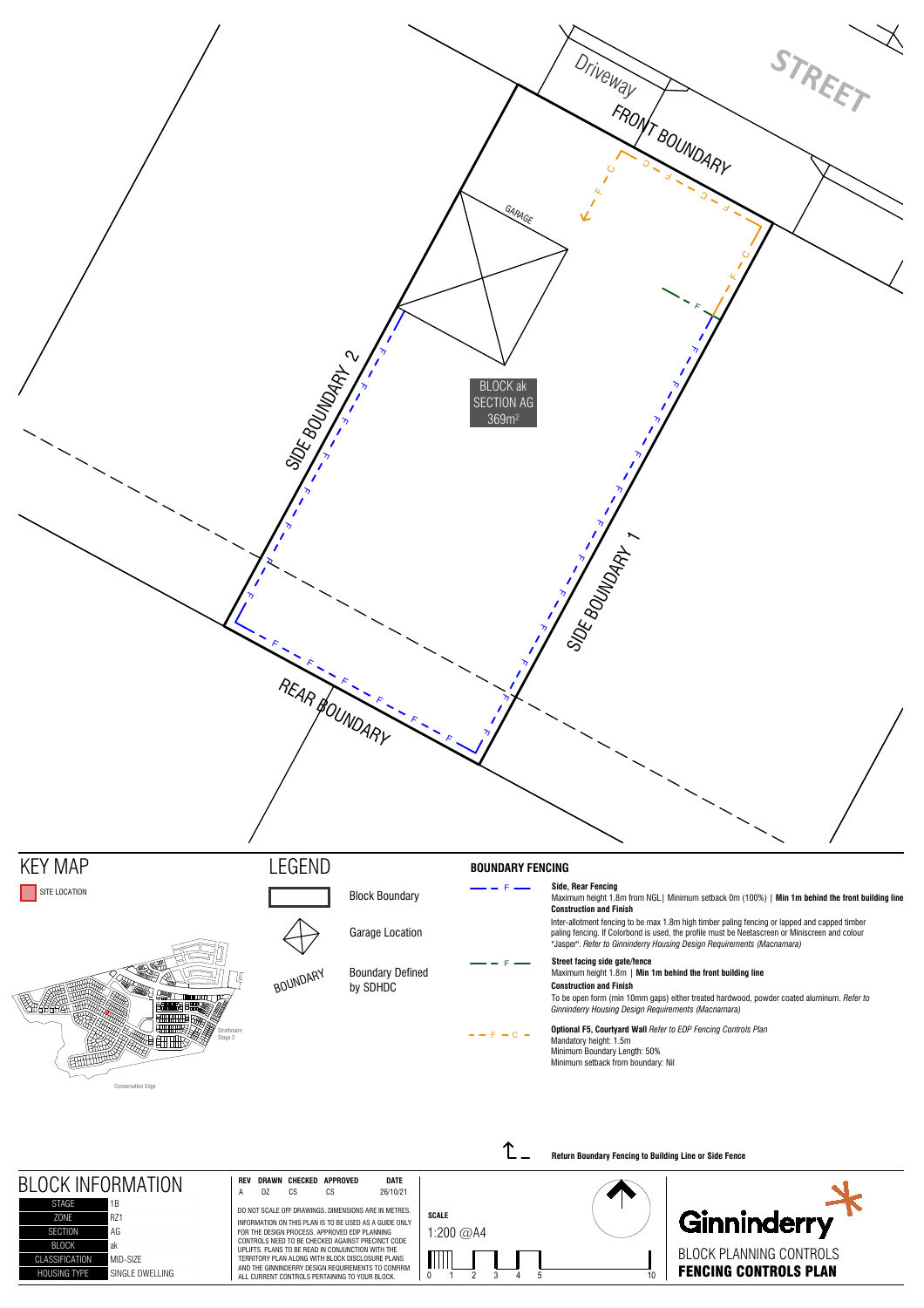Driveway

STREET

FRONT BOUNDARY

GARAGE

SIDE BOUNDARY 2

BLOCK ak
SECTION AG
369m²

SIDE BOUNDARY 1

REAR BOUNDARY

## KEY MAP

SITE LOCATION

Strathnairn Stage 2

Conservation Edge

## LEGEND

Block Boundary

Garage Location

Boundary Defined by SDHDC

## BOUNDARY FENCING

**Side, Rear Fencing**
Maximum height 1.8m from NGL | Minimum setback 0m (100%) | **Min 1m behind the front building line**
**Construction and Finish**
Inter-allotment fencing to be max 1.8m high timber paling fencing or lapped and capped timber paling fencing. If Colorbond is used, the profile must be Neetascreen or Miniscreen and colour "Jasper". *Refer to Ginninderry Housing Design Requirements (Macnamara)*

**Street facing side gate/fence**
Maximum height 1.8m | **Min 1m behind the front building line**
**Construction and Finish**
To be open form (min 10mm gaps) either treated hardwood, powder coated aluminum. *Refer to Ginninderry Housing Design Requirements (Macnamara)*

**Optional F5, Courtyard Wall** *Refer to EDP Fencing Controls Plan*
Mandatory height: 1.5m
Minimum Boundary Length: 50%
Minimum setback from boundary: Nil

**Return Boundary Fencing to Building Line or Side Fence**

## BLOCK INFORMATION

| | |
|---|---|
| STAGE | 1B |
| ZONE | RZ1 |
| SECTION | AG |
| BLOCK | ak |
| CLASSIFICATION | MID-SIZE |
| HOUSING TYPE | SINGLE DWELLING |

| REV | DRAWN | CHECKED | APPROVED | DATE |
|---|---|---|---|---|
| A | DZ | CS | CS | 26/10/21 |

DO NOT SCALE OFF DRAWINGS. DIMENSIONS ARE IN METRES.

INFORMATION ON THIS PLAN IS TO BE USED AS A GUIDE ONLY FOR THE DESIGN PROCESS. APPROVED EDP PLANNING CONTROLS NEED TO BE CHECKED AGAINST PRECINCT CODE UPLIFTS. PLANS TO BE READ IN CONJUNCTION WITH THE TERRITORY PLAN ALONG WITH BLOCK DISCLOSURE PLANS AND THE GINNINDERRY DESIGN REQUIREMENTS TO CONFIRM ALL CURRENT CONTROLS PERTAINING TO YOUR BLOCK.

**SCALE**
1:200 @A4

0 1 2 3 4 5 10

Ginninderry

BLOCK PLANNING CONTROLS
**FENCING CONTROLS PLAN**